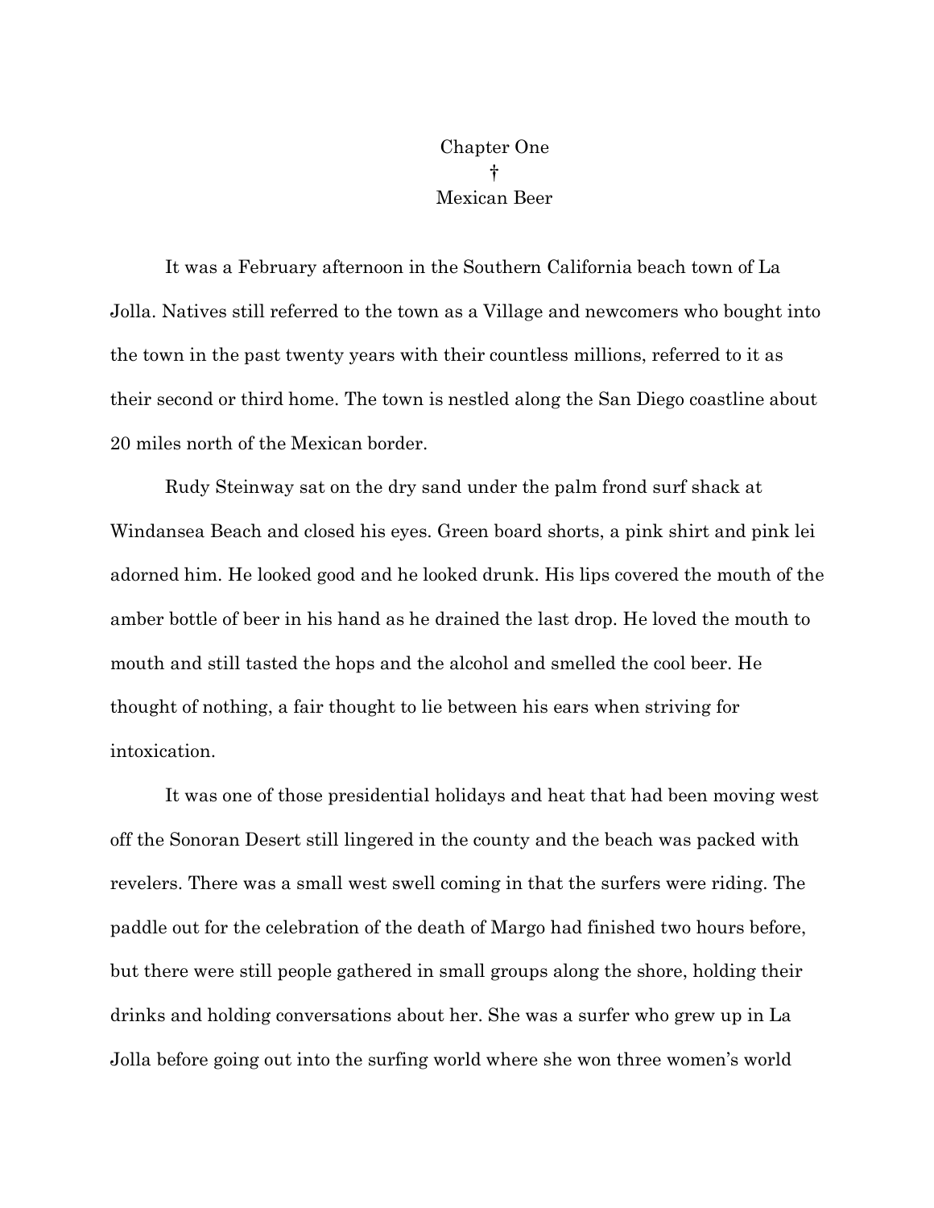# Chapter One

†

## Mexican Beer

It was a February afternoon in the Southern California beach town of La Jolla. Natives still referred to the town as a Village and newcomers who bought into the town in the past twenty years with their countless millions, referred to it as their second or third home. The town is nestled along the San Diego coastline about 20 miles north of the Mexican border.

Rudy Steinway sat on the dry sand under the palm frond surf shack at Windansea Beach and closed his eyes. Green board shorts, a pink shirt and pink lei adorned him. He looked good and he looked drunk. His lips covered the mouth of the amber bottle of beer in his hand as he drained the last drop. He loved the mouth to mouth and still tasted the hops and the alcohol and smelled the cool beer. He thought of nothing, a fair thought to lie between his ears when striving for intoxication.

It was one of those presidential holidays and heat that had been moving west off the Sonoran Desert still lingered in the county and the beach was packed with revelers. There was a small west swell coming in that the surfers were riding. The paddle out for the celebration of the death of Margo had finished two hours before, but there were still people gathered in small groups along the shore, holding their drinks and holding conversations about her. She was a surfer who grew up in La Jolla before going out into the surfing world where she won three women's world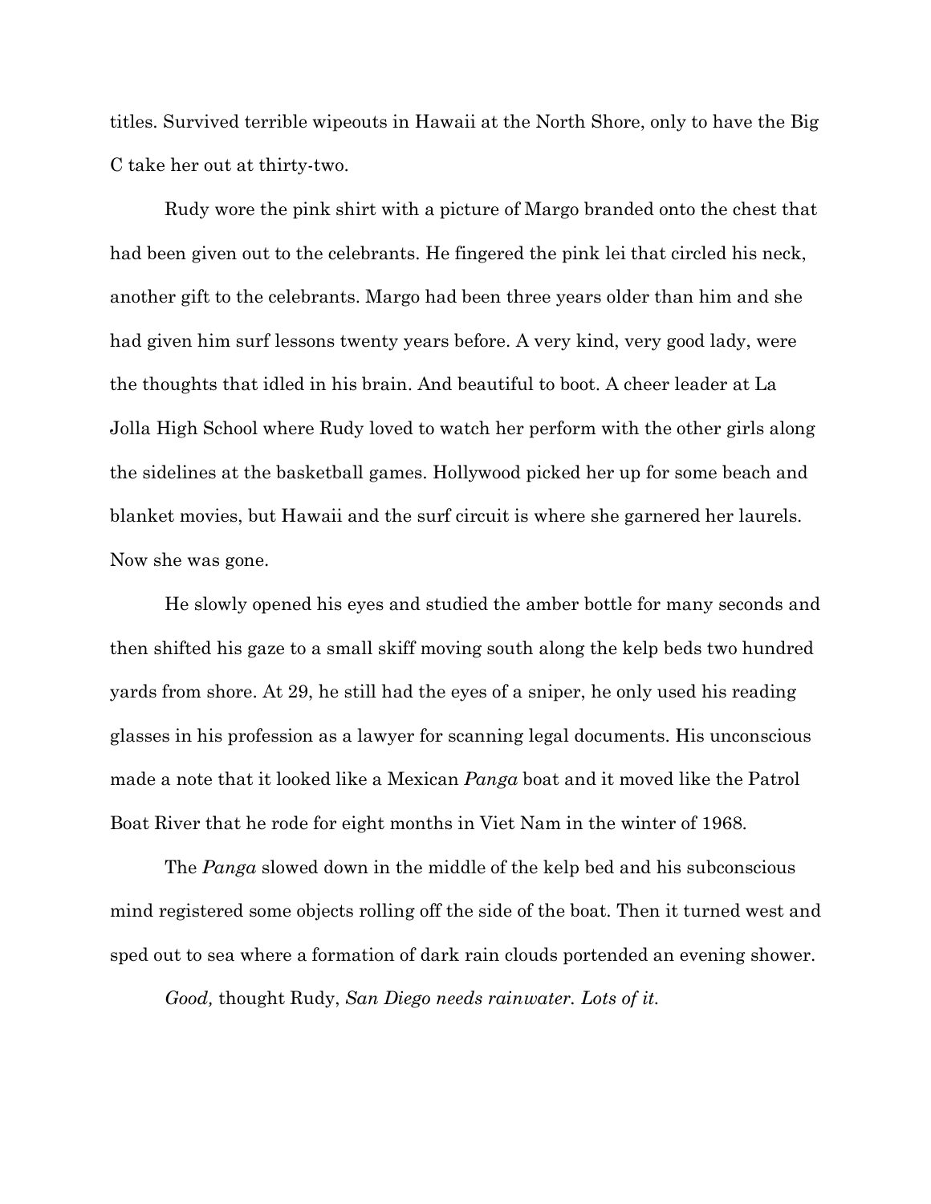titles. Survived terrible wipeouts in Hawaii at the North Shore, only to have the Big C take her out at thirty-two.

Rudy wore the pink shirt with a picture of Margo branded onto the chest that had been given out to the celebrants. He fingered the pink lei that circled his neck, another gift to the celebrants. Margo had been three years older than him and she had given him surf lessons twenty years before. A very kind, very good lady, were the thoughts that idled in his brain. And beautiful to boot. A cheer leader at La Jolla High School where Rudy loved to watch her perform with the other girls along the sidelines at the basketball games. Hollywood picked her up for some beach and blanket movies, but Hawaii and the surf circuit is where she garnered her laurels. Now she was gone.

He slowly opened his eyes and studied the amber bottle for many seconds and then shifted his gaze to a small skiff moving south along the kelp beds two hundred yards from shore. At 29, he still had the eyes of a sniper, he only used his reading glasses in his profession as a lawyer for scanning legal documents. His unconscious made a note that it looked like a Mexican *Panga* boat and it moved like the Patrol Boat River that he rode for eight months in Viet Nam in the winter of 1968.

The *Panga* slowed down in the middle of the kelp bed and his subconscious mind registered some objects rolling off the side of the boat. Then it turned west and sped out to sea where a formation of dark rain clouds portended an evening shower.

*Good,* thought Rudy, *San Diego needs rainwater. Lots of it.*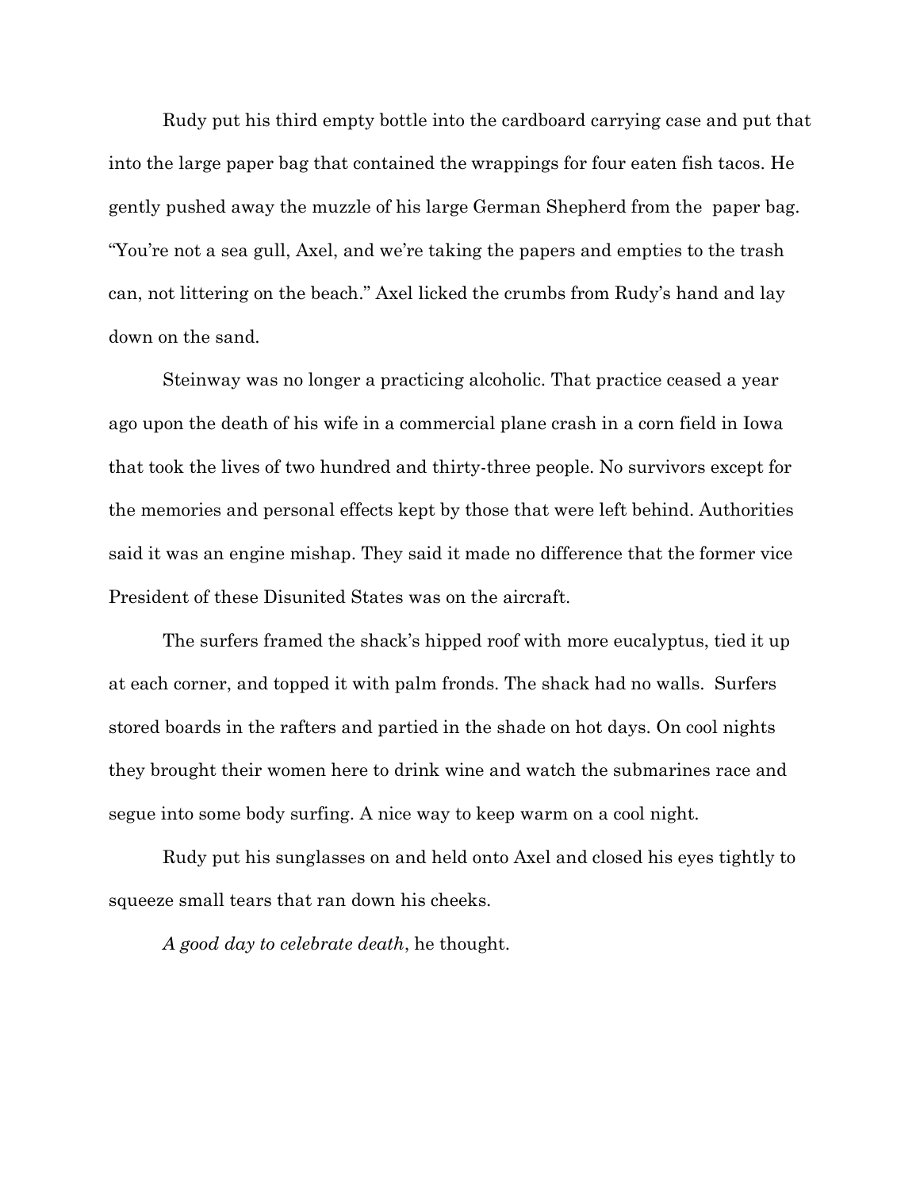Rudy put his third empty bottle into the cardboard carrying case and put that into the large paper bag that contained the wrappings for four eaten fish tacos. He gently pushed away the muzzle of his large German Shepherd from the paper bag. “You’re not a sea gull, Axel, and we’re taking the papers and empties to the trash can, not littering on the beach.” Axel licked the crumbs from Rudy’s hand and lay down on the sand.

Steinway was no longer a practicing alcoholic. That practice ceased a year ago upon the death of his wife in a commercial plane crash in a corn field in Iowa that took the lives of two hundred and thirty-three people. No survivors except for the memories and personal effects kept by those that were left behind. Authorities said it was an engine mishap. They said it made no difference that the former vice President of these Disunited States was on the aircraft.

The surfers framed the shack’s hipped roof with more eucalyptus, tied it up at each corner, and topped it with palm fronds. The shack had no walls. Surfers stored boards in the rafters and partied in the shade on hot days. On cool nights they brought their women here to drink wine and watch the submarines race and segue into some body surfing. A nice way to keep warm on a cool night.

Rudy put his sunglasses on and held onto Axel and closed his eyes tightly to squeeze small tears that ran down his cheeks.

*A good day to celebrate death*, he thought.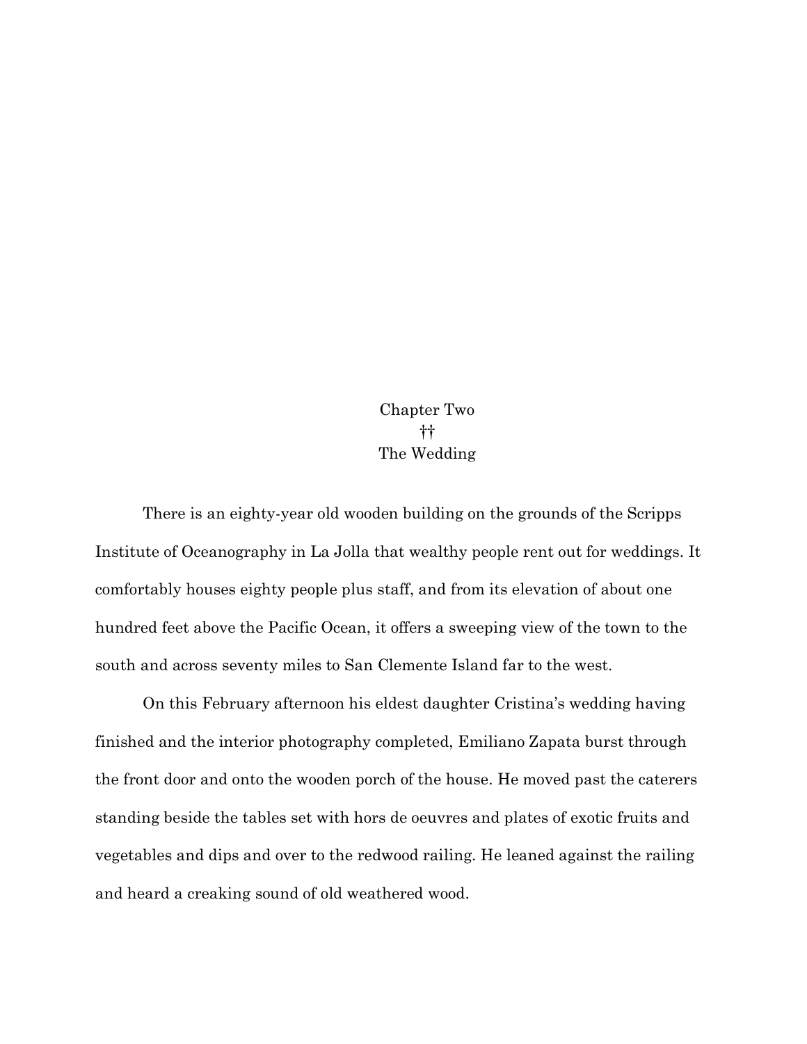# Chapter Two
††
## The Wedding

There is an eighty-year old wooden building on the grounds of the Scripps Institute of Oceanography in La Jolla that wealthy people rent out for weddings. It comfortably houses eighty people plus staff, and from its elevation of about one hundred feet above the Pacific Ocean, it offers a sweeping view of the town to the south and across seventy miles to San Clemente Island far to the west.

On this February afternoon his eldest daughter Cristina's wedding having finished and the interior photography completed, Emiliano Zapata burst through the front door and onto the wooden porch of the house. He moved past the caterers standing beside the tables set with hors de oeuvres and plates of exotic fruits and vegetables and dips and over to the redwood railing. He leaned against the railing and heard a creaking sound of old weathered wood.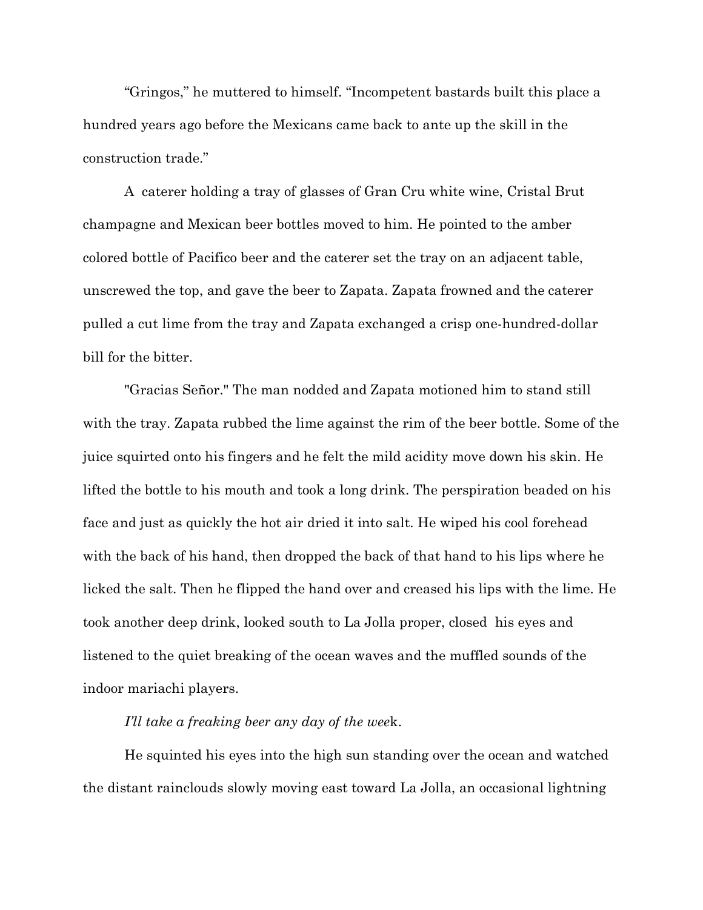"Gringos," he muttered to himself. "Incompetent bastards built this place a hundred years ago before the Mexicans came back to ante up the skill in the construction trade."

A caterer holding a tray of glasses of Gran Cru white wine, Cristal Brut champagne and Mexican beer bottles moved to him. He pointed to the amber colored bottle of Pacifico beer and the caterer set the tray on an adjacent table, unscrewed the top, and gave the beer to Zapata. Zapata frowned and the caterer pulled a cut lime from the tray and Zapata exchanged a crisp one-hundred-dollar bill for the bitter.

"Gracias Señor." The man nodded and Zapata motioned him to stand still with the tray. Zapata rubbed the lime against the rim of the beer bottle. Some of the juice squirted onto his fingers and he felt the mild acidity move down his skin. He lifted the bottle to his mouth and took a long drink. The perspiration beaded on his face and just as quickly the hot air dried it into salt. He wiped his cool forehead with the back of his hand, then dropped the back of that hand to his lips where he licked the salt. Then he flipped the hand over and creased his lips with the lime. He took another deep drink, looked south to La Jolla proper, closed his eyes and listened to the quiet breaking of the ocean waves and the muffled sounds of the indoor mariachi players.

*I'll take a freaking beer any day of the week.*

He squinted his eyes into the high sun standing over the ocean and watched the distant rainclouds slowly moving east toward La Jolla, an occasional lightning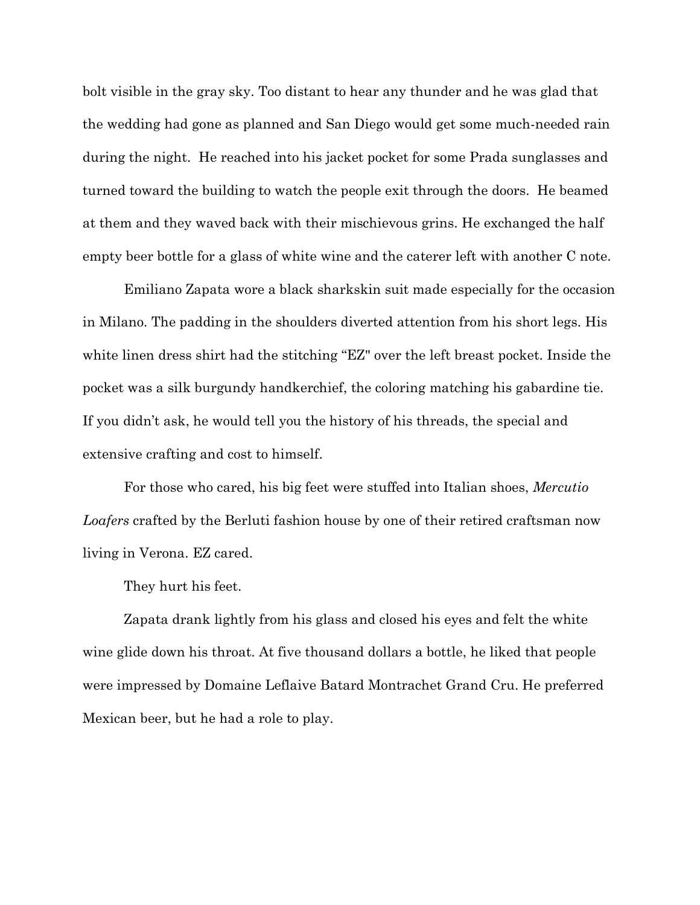bolt visible in the gray sky. Too distant to hear any thunder and he was glad that the wedding had gone as planned and San Diego would get some much-needed rain during the night. He reached into his jacket pocket for some Prada sunglasses and turned toward the building to watch the people exit through the doors. He beamed at them and they waved back with their mischievous grins. He exchanged the half empty beer bottle for a glass of white wine and the caterer left with another C note.

Emiliano Zapata wore a black sharkskin suit made especially for the occasion in Milano. The padding in the shoulders diverted attention from his short legs. His white linen dress shirt had the stitching "EZ" over the left breast pocket. Inside the pocket was a silk burgundy handkerchief, the coloring matching his gabardine tie. If you didn't ask, he would tell you the history of his threads, the special and extensive crafting and cost to himself.

For those who cared, his big feet were stuffed into Italian shoes, *Mercutio Loafers* crafted by the Berluti fashion house by one of their retired craftsman now living in Verona. EZ cared.

They hurt his feet.

Zapata drank lightly from his glass and closed his eyes and felt the white wine glide down his throat. At five thousand dollars a bottle, he liked that people were impressed by Domaine Leflaive Batard Montrachet Grand Cru. He preferred Mexican beer, but he had a role to play.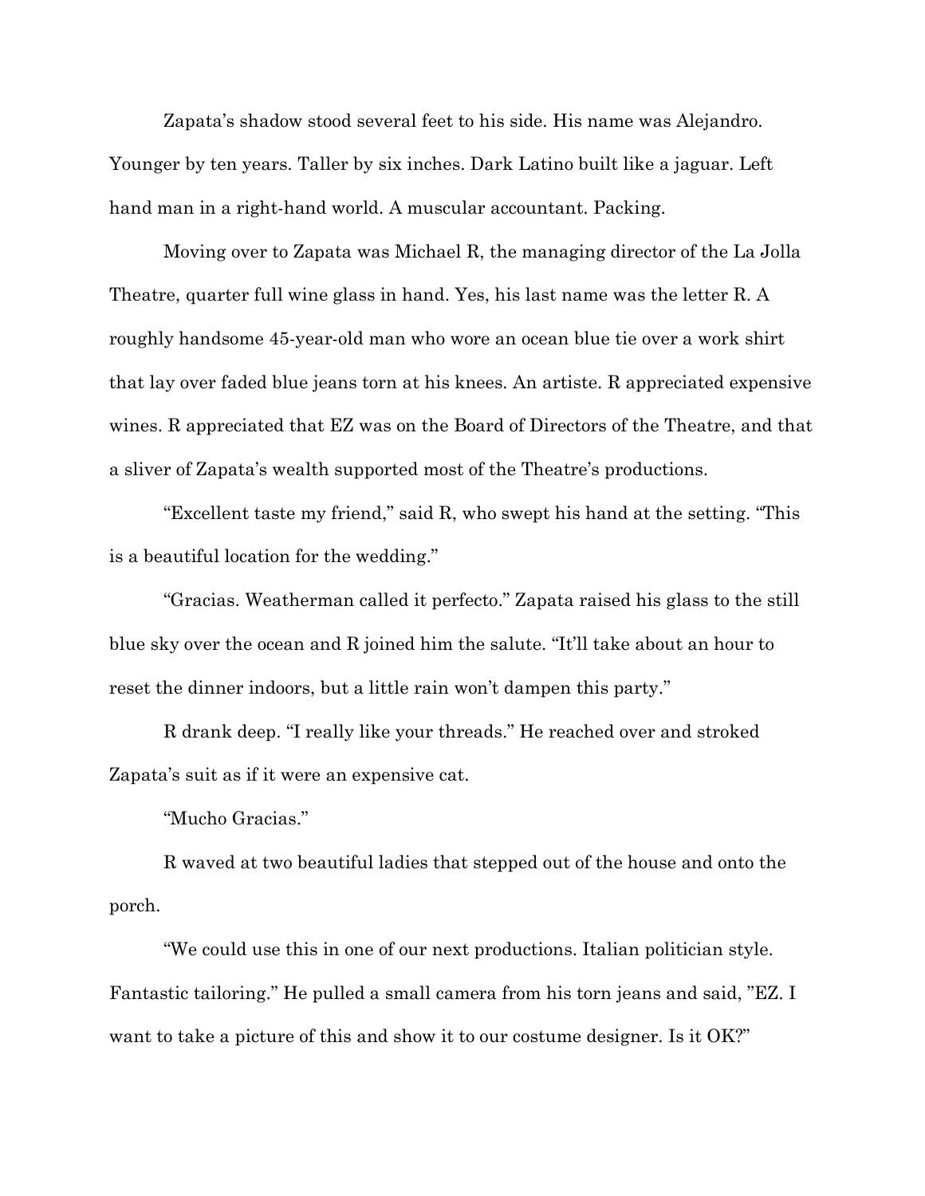Zapata's shadow stood several feet to his side. His name was Alejandro. Younger by ten years. Taller by six inches. Dark Latino built like a jaguar. Left hand man in a right-hand world. A muscular accountant. Packing.

Moving over to Zapata was Michael R, the managing director of the La Jolla Theatre, quarter full wine glass in hand. Yes, his last name was the letter R. A roughly handsome 45-year-old man who wore an ocean blue tie over a work shirt that lay over faded blue jeans torn at his knees. An artiste. R appreciated expensive wines. R appreciated that EZ was on the Board of Directors of the Theatre, and that a sliver of Zapata's wealth supported most of the Theatre's productions.

"Excellent taste my friend," said R, who swept his hand at the setting. "This is a beautiful location for the wedding."

"Gracias. Weatherman called it perfecto." Zapata raised his glass to the still blue sky over the ocean and R joined him the salute. "It'll take about an hour to reset the dinner indoors, but a little rain won't dampen this party."

R drank deep. "I really like your threads." He reached over and stroked Zapata's suit as if it were an expensive cat.

"Mucho Gracias."

R waved at two beautiful ladies that stepped out of the house and onto the porch.

"We could use this in one of our next productions. Italian politician style. Fantastic tailoring." He pulled a small camera from his torn jeans and said, "EZ. I want to take a picture of this and show it to our costume designer. Is it OK?"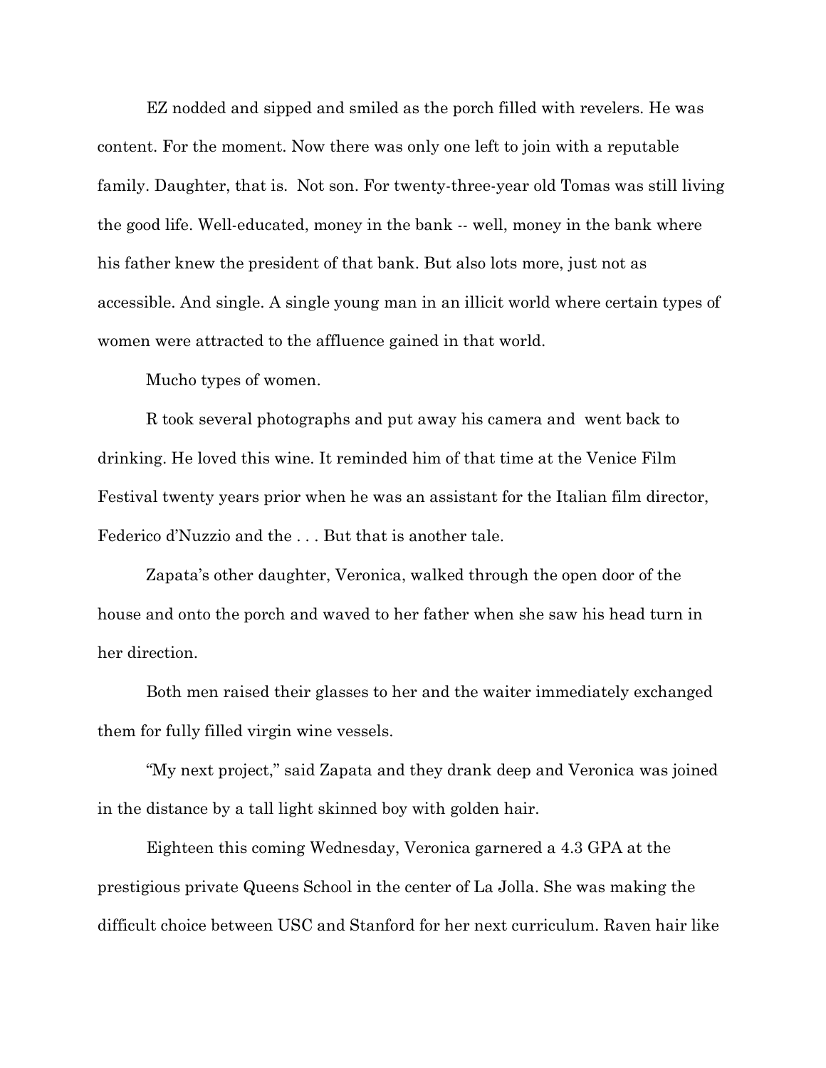EZ nodded and sipped and smiled as the porch filled with revelers. He was content. For the moment. Now there was only one left to join with a reputable family. Daughter, that is. Not son. For twenty-three-year old Tomas was still living the good life. Well-educated, money in the bank -- well, money in the bank where his father knew the president of that bank. But also lots more, just not as accessible. And single. A single young man in an illicit world where certain types of women were attracted to the affluence gained in that world.

Mucho types of women.

R took several photographs and put away his camera and went back to drinking. He loved this wine. It reminded him of that time at the Venice Film Festival twenty years prior when he was an assistant for the Italian film director, Federico d'Nuzzio and the . . . But that is another tale.

Zapata's other daughter, Veronica, walked through the open door of the house and onto the porch and waved to her father when she saw his head turn in her direction.

Both men raised their glasses to her and the waiter immediately exchanged them for fully filled virgin wine vessels.

"My next project," said Zapata and they drank deep and Veronica was joined in the distance by a tall light skinned boy with golden hair.

Eighteen this coming Wednesday, Veronica garnered a 4.3 GPA at the prestigious private Queens School in the center of La Jolla. She was making the difficult choice between USC and Stanford for her next curriculum. Raven hair like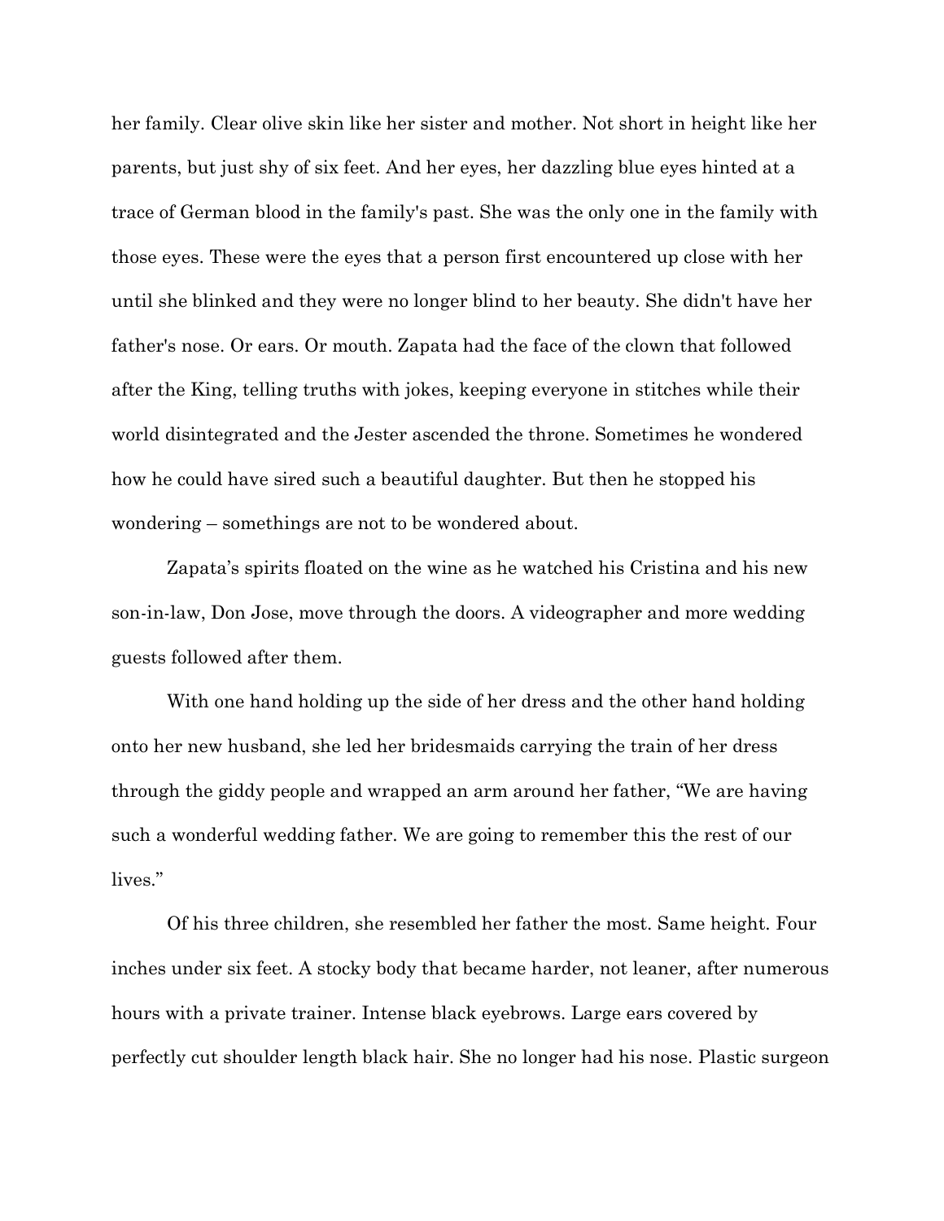her family. Clear olive skin like her sister and mother. Not short in height like her parents, but just shy of six feet. And her eyes, her dazzling blue eyes hinted at a trace of German blood in the family's past. She was the only one in the family with those eyes. These were the eyes that a person first encountered up close with her until she blinked and they were no longer blind to her beauty. She didn't have her father's nose. Or ears. Or mouth. Zapata had the face of the clown that followed after the King, telling truths with jokes, keeping everyone in stitches while their world disintegrated and the Jester ascended the throne. Sometimes he wondered how he could have sired such a beautiful daughter. But then he stopped his wondering – somethings are not to be wondered about.

Zapata's spirits floated on the wine as he watched his Cristina and his new son-in-law, Don Jose, move through the doors. A videographer and more wedding guests followed after them.

With one hand holding up the side of her dress and the other hand holding onto her new husband, she led her bridesmaids carrying the train of her dress through the giddy people and wrapped an arm around her father, "We are having such a wonderful wedding father. We are going to remember this the rest of our lives."

Of his three children, she resembled her father the most. Same height. Four inches under six feet. A stocky body that became harder, not leaner, after numerous hours with a private trainer. Intense black eyebrows. Large ears covered by perfectly cut shoulder length black hair. She no longer had his nose. Plastic surgeon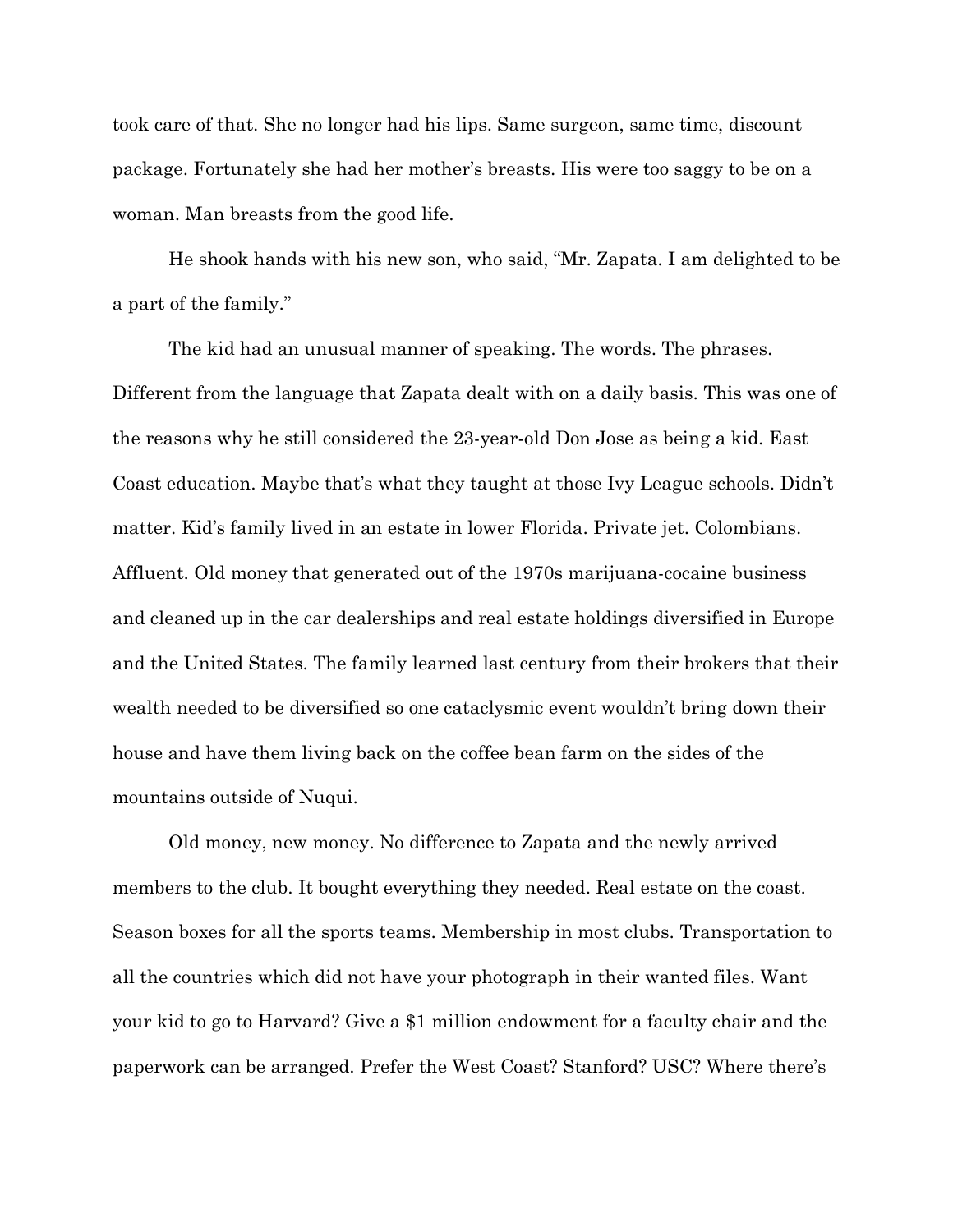took care of that. She no longer had his lips. Same surgeon, same time, discount package. Fortunately she had her mother's breasts. His were too saggy to be on a woman. Man breasts from the good life.

He shook hands with his new son, who said, "Mr. Zapata. I am delighted to be a part of the family."

The kid had an unusual manner of speaking. The words. The phrases. Different from the language that Zapata dealt with on a daily basis. This was one of the reasons why he still considered the 23-year-old Don Jose as being a kid. East Coast education. Maybe that's what they taught at those Ivy League schools. Didn't matter. Kid's family lived in an estate in lower Florida. Private jet. Colombians. Affluent. Old money that generated out of the 1970s marijuana-cocaine business and cleaned up in the car dealerships and real estate holdings diversified in Europe and the United States. The family learned last century from their brokers that their wealth needed to be diversified so one cataclysmic event wouldn't bring down their house and have them living back on the coffee bean farm on the sides of the mountains outside of Nuqui.

Old money, new money. No difference to Zapata and the newly arrived members to the club. It bought everything they needed. Real estate on the coast. Season boxes for all the sports teams. Membership in most clubs. Transportation to all the countries which did not have your photograph in their wanted files. Want your kid to go to Harvard? Give a $1 million endowment for a faculty chair and the paperwork can be arranged. Prefer the West Coast? Stanford? USC? Where there's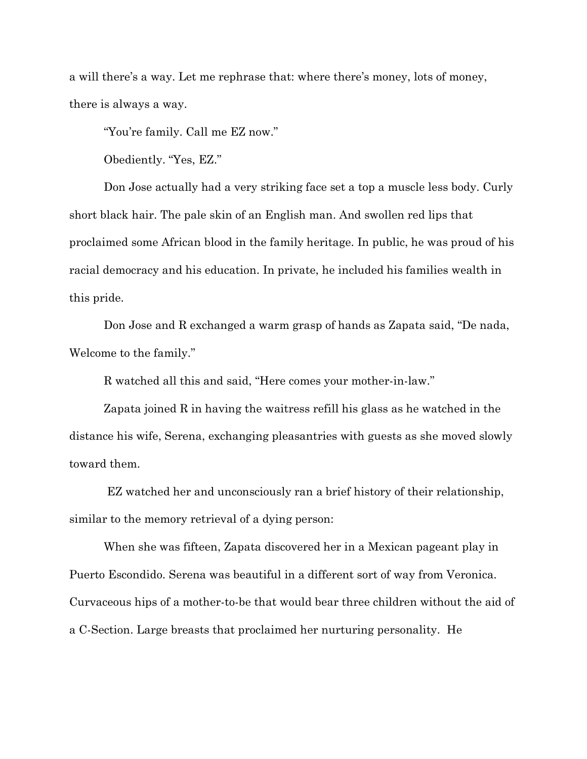a will there's a way. Let me rephrase that: where there's money, lots of money, there is always a way.

"You're family. Call me EZ now."

Obediently. "Yes, EZ."

Don Jose actually had a very striking face set a top a muscle less body. Curly short black hair. The pale skin of an English man. And swollen red lips that proclaimed some African blood in the family heritage. In public, he was proud of his racial democracy and his education. In private, he included his families wealth in this pride.

Don Jose and R exchanged a warm grasp of hands as Zapata said, "De nada, Welcome to the family."

R watched all this and said, "Here comes your mother-in-law."

Zapata joined R in having the waitress refill his glass as he watched in the distance his wife, Serena, exchanging pleasantries with guests as she moved slowly toward them.

EZ watched her and unconsciously ran a brief history of their relationship, similar to the memory retrieval of a dying person:

When she was fifteen, Zapata discovered her in a Mexican pageant play in Puerto Escondido. Serena was beautiful in a different sort of way from Veronica. Curvaceous hips of a mother-to-be that would bear three children without the aid of a C-Section. Large breasts that proclaimed her nurturing personality. He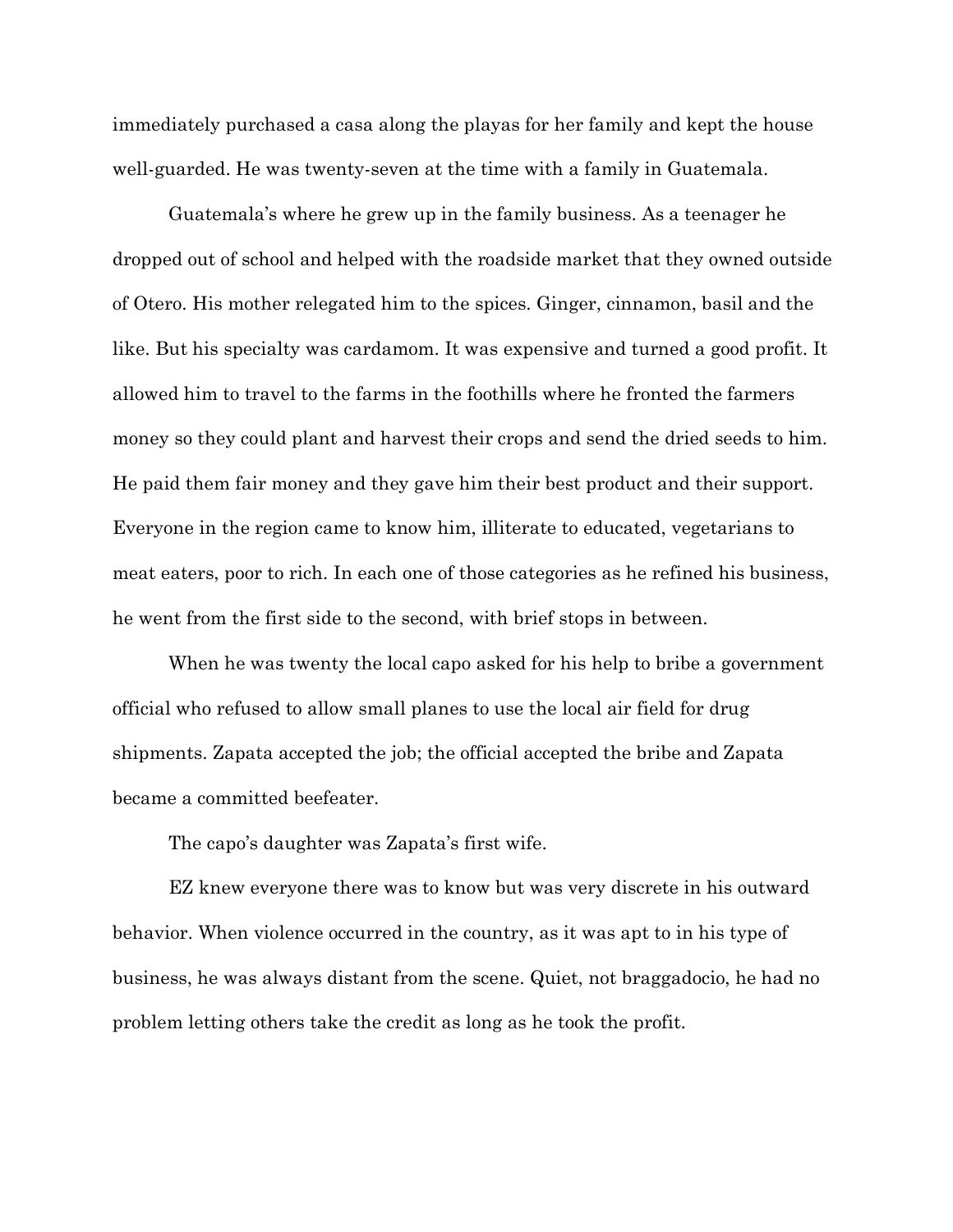immediately purchased a casa along the playas for her family and kept the house well-guarded. He was twenty-seven at the time with a family in Guatemala.

Guatemala's where he grew up in the family business. As a teenager he dropped out of school and helped with the roadside market that they owned outside of Otero. His mother relegated him to the spices. Ginger, cinnamon, basil and the like. But his specialty was cardamom. It was expensive and turned a good profit. It allowed him to travel to the farms in the foothills where he fronted the farmers money so they could plant and harvest their crops and send the dried seeds to him. He paid them fair money and they gave him their best product and their support. Everyone in the region came to know him, illiterate to educated, vegetarians to meat eaters, poor to rich. In each one of those categories as he refined his business, he went from the first side to the second, with brief stops in between.

When he was twenty the local capo asked for his help to bribe a government official who refused to allow small planes to use the local air field for drug shipments. Zapata accepted the job; the official accepted the bribe and Zapata became a committed beefeater.

The capo's daughter was Zapata's first wife.

EZ knew everyone there was to know but was very discrete in his outward behavior. When violence occurred in the country, as it was apt to in his type of business, he was always distant from the scene. Quiet, not braggadocio, he had no problem letting others take the credit as long as he took the profit.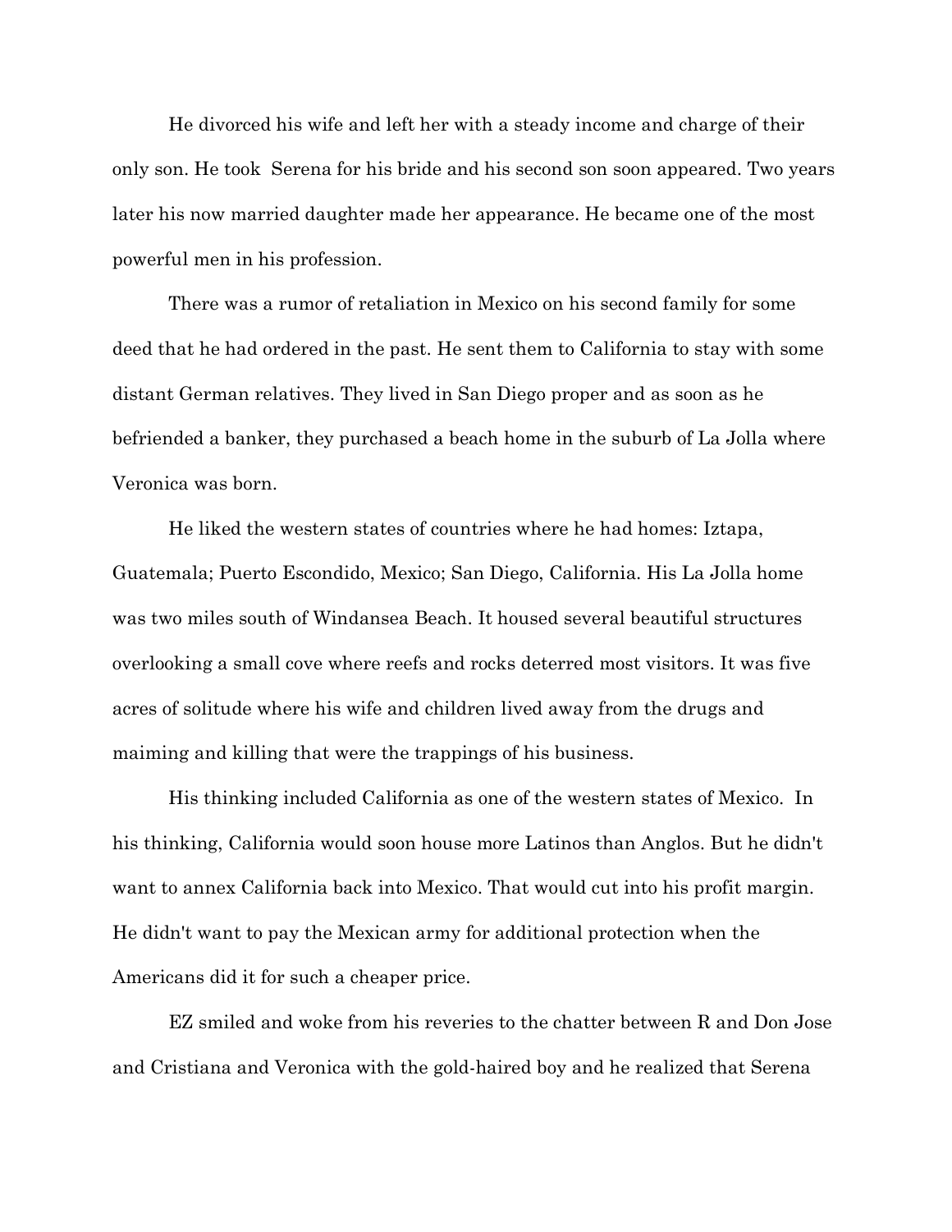He divorced his wife and left her with a steady income and charge of their only son. He took Serena for his bride and his second son soon appeared. Two years later his now married daughter made her appearance. He became one of the most powerful men in his profession.

There was a rumor of retaliation in Mexico on his second family for some deed that he had ordered in the past. He sent them to California to stay with some distant German relatives. They lived in San Diego proper and as soon as he befriended a banker, they purchased a beach home in the suburb of La Jolla where Veronica was born.

He liked the western states of countries where he had homes: Iztapa, Guatemala; Puerto Escondido, Mexico; San Diego, California. His La Jolla home was two miles south of Windansea Beach. It housed several beautiful structures overlooking a small cove where reefs and rocks deterred most visitors. It was five acres of solitude where his wife and children lived away from the drugs and maiming and killing that were the trappings of his business.

His thinking included California as one of the western states of Mexico. In his thinking, California would soon house more Latinos than Anglos. But he didn't want to annex California back into Mexico. That would cut into his profit margin. He didn't want to pay the Mexican army for additional protection when the Americans did it for such a cheaper price.

EZ smiled and woke from his reveries to the chatter between R and Don Jose and Cristiana and Veronica with the gold-haired boy and he realized that Serena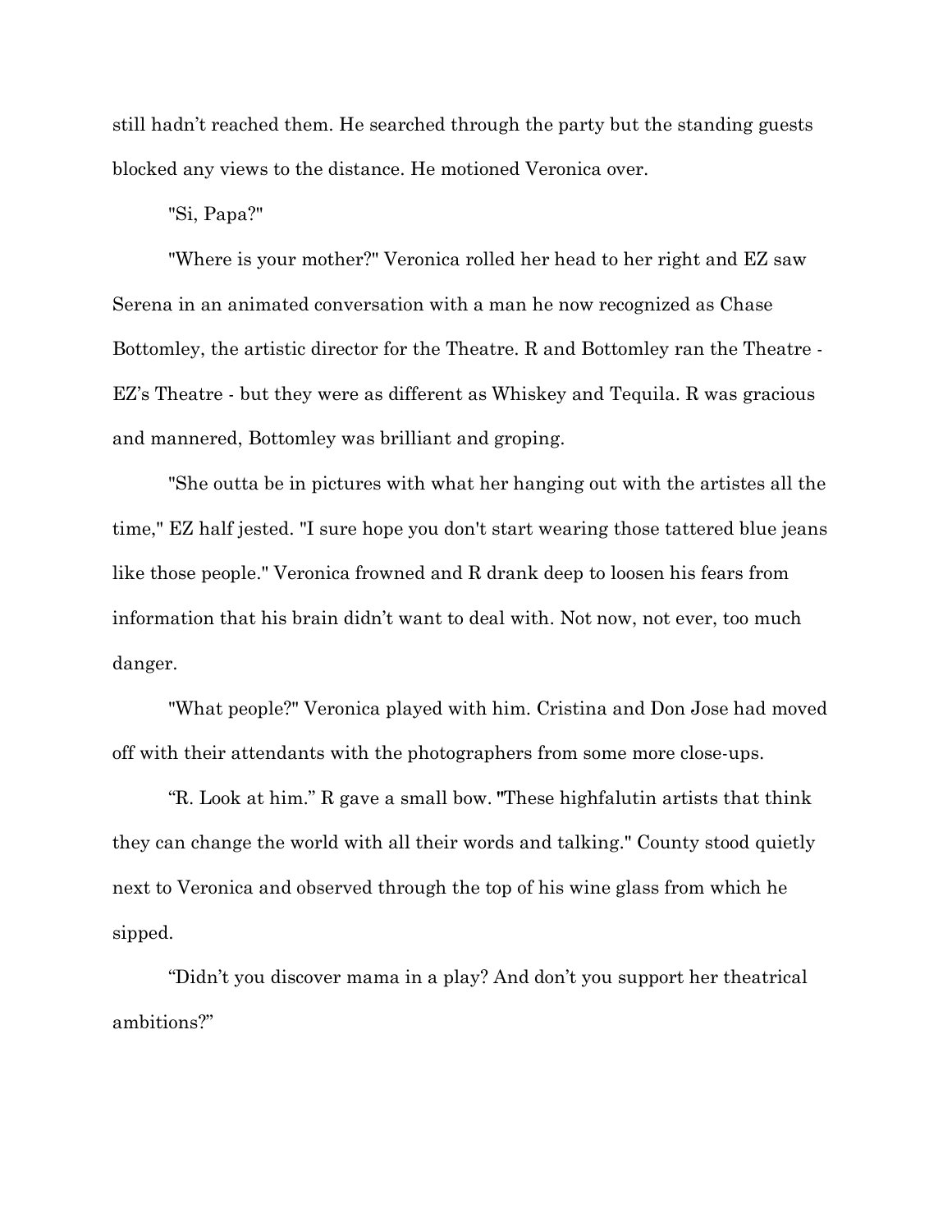still hadn't reached them. He searched through the party but the standing guests blocked any views to the distance. He motioned Veronica over.

"Si, Papa?"

"Where is your mother?" Veronica rolled her head to her right and EZ saw Serena in an animated conversation with a man he now recognized as Chase Bottomley, the artistic director for the Theatre. R and Bottomley ran the Theatre - EZ's Theatre - but they were as different as Whiskey and Tequila. R was gracious and mannered, Bottomley was brilliant and groping.

"She outta be in pictures with what her hanging out with the artistes all the time," EZ half jested. "I sure hope you don't start wearing those tattered blue jeans like those people." Veronica frowned and R drank deep to loosen his fears from information that his brain didn't want to deal with. Not now, not ever, too much danger.

"What people?" Veronica played with him. Cristina and Don Jose had moved off with their attendants with the photographers from some more close-ups.

"R. Look at him." R gave a small bow. "These highfalutin artists that think they can change the world with all their words and talking." County stood quietly next to Veronica and observed through the top of his wine glass from which he sipped.

"Didn't you discover mama in a play? And don't you support her theatrical ambitions?"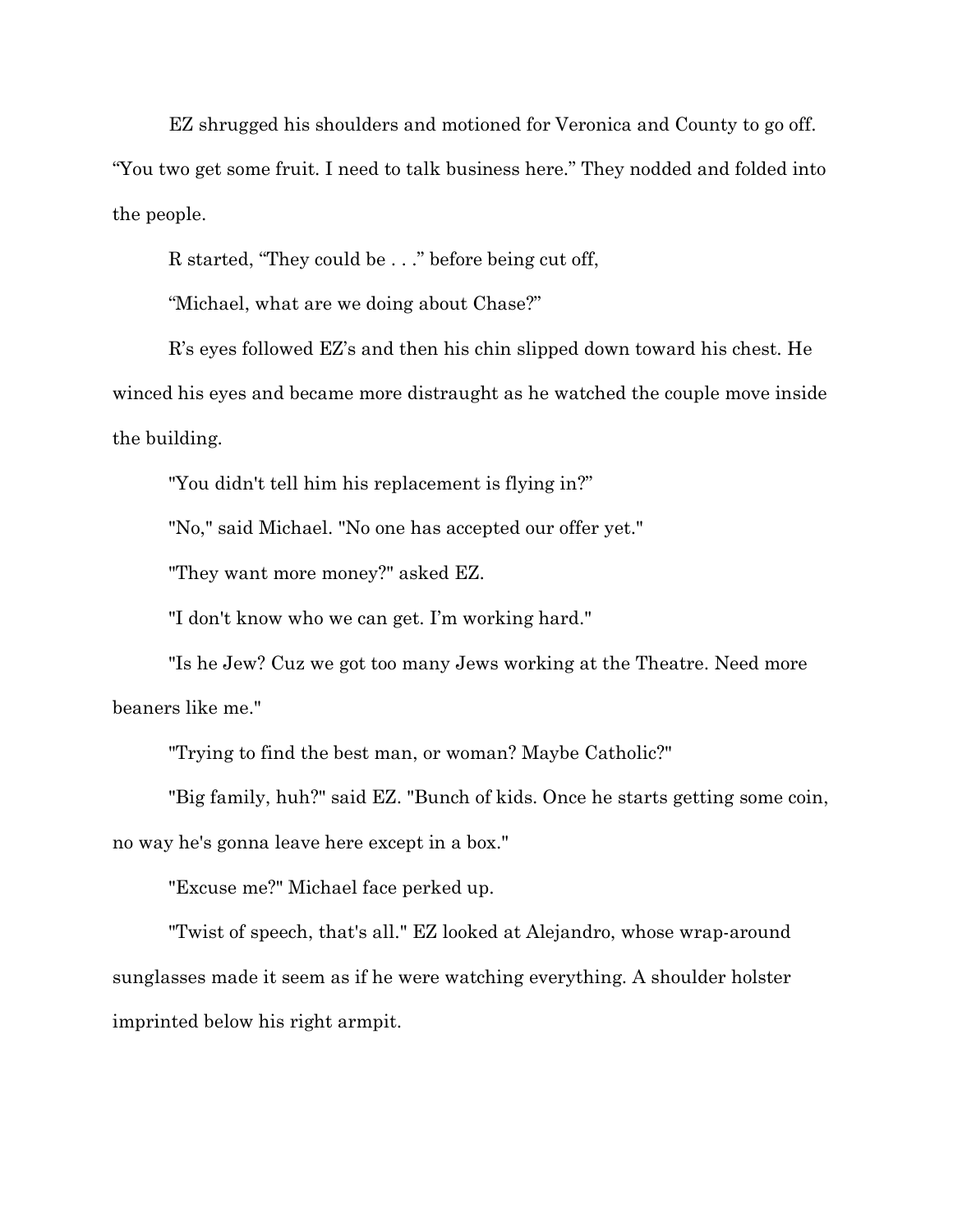EZ shrugged his shoulders and motioned for Veronica and County to go off. “You two get some fruit. I need to talk business here.” They nodded and folded into the people.

R started, “They could be . . .” before being cut off,

“Michael, what are we doing about Chase?”

R’s eyes followed EZ’s and then his chin slipped down toward his chest. He winced his eyes and became more distraught as he watched the couple move inside the building.

"You didn't tell him his replacement is flying in?”

"No," said Michael. "No one has accepted our offer yet."

"They want more money?" asked EZ.

"I don't know who we can get. I’m working hard."

"Is he Jew? Cuz we got too many Jews working at the Theatre. Need more beaners like me."

"Trying to find the best man, or woman? Maybe Catholic?"

"Big family, huh?" said EZ. "Bunch of kids. Once he starts getting some coin, no way he's gonna leave here except in a box."

"Excuse me?" Michael face perked up.

"Twist of speech, that's all." EZ looked at Alejandro, whose wrap-around sunglasses made it seem as if he were watching everything. A shoulder holster imprinted below his right armpit.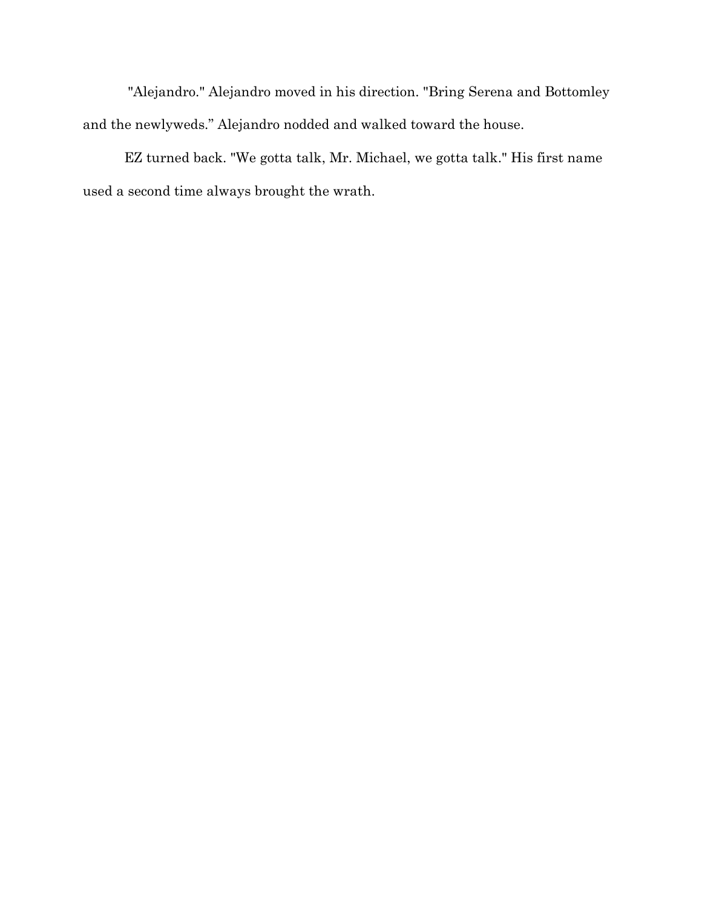"Alejandro." Alejandro moved in his direction. "Bring Serena and Bottomley and the newlyweds." Alejandro nodded and walked toward the house.

EZ turned back. "We gotta talk, Mr. Michael, we gotta talk." His first name used a second time always brought the wrath.